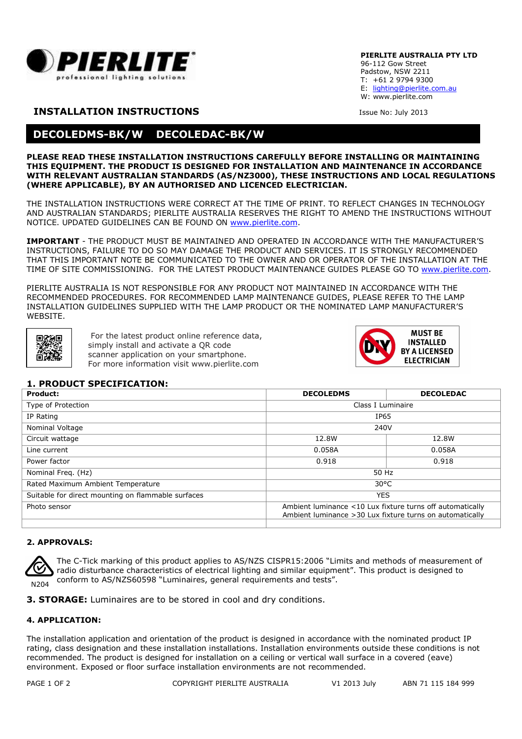**PIERLITE AUSTRALIA PTY LTD**
96-112 Gow Street
Padstow, NSW 2211
T: +61 2 9794 9300
E: lighting@pierlite.com.au
W: www.pierlite.com

## INSTALLATION INSTRUCTIONS

Issue No: July 2013

# DECOLEDMS-BK/W DECOLEDAC-BK/W

**PLEASE READ THESE INSTALLATION INSTRUCTIONS CAREFULLY BEFORE INSTALLING OR MAINTAINING THIS EQUIPMENT. THE PRODUCT IS DESIGNED FOR INSTALLATION AND MAINTENANCE IN ACCORDANCE WITH RELEVANT AUSTRALIAN STANDARDS (AS/NZ3000), THESE INSTRUCTIONS AND LOCAL REGULATIONS (WHERE APPLICABLE), BY AN AUTHORISED AND LICENCED ELECTRICIAN.**

THE INSTALLATION INSTRUCTIONS WERE CORRECT AT THE TIME OF PRINT. TO REFLECT CHANGES IN TECHNOLOGY AND AUSTRALIAN STANDARDS; PIERLITE AUSTRALIA RESERVES THE RIGHT TO AMEND THE INSTRUCTIONS WITHOUT NOTICE. UPDATED GUIDELINES CAN BE FOUND ON www.pierlite.com.

**IMPORTANT** - THE PRODUCT MUST BE MAINTAINED AND OPERATED IN ACCORDANCE WITH THE MANUFACTURER'S INSTRUCTIONS, FAILURE TO DO SO MAY DAMAGE THE PRODUCT AND SERVICES. IT IS STRONGLY RECOMMENDED THAT THIS IMPORTANT NOTE BE COMMUNICATED TO THE OWNER AND OR OPERATOR OF THE INSTALLATION AT THE TIME OF SITE COMMISSIONING. FOR THE LATEST PRODUCT MAINTENANCE GUIDES PLEASE GO TO www.pierlite.com.

PIERLITE AUSTRALIA IS NOT RESPONSIBLE FOR ANY PRODUCT NOT MAINTAINED IN ACCORDANCE WITH THE RECOMMENDED PROCEDURES. FOR RECOMMENDED LAMP MAINTENANCE GUIDES, PLEASE REFER TO THE LAMP INSTALLATION GUIDELINES SUPPLIED WITH THE LAMP PRODUCT OR THE NOMINATED LAMP MANUFACTURER'S WEBSITE.

For the latest product online reference data, simply install and activate a QR code scanner application on your smartphone. For more information visit www.pierlite.com

**MUST BE INSTALLED BY A LICENSED ELECTRICIAN**

## 1. PRODUCT SPECIFICATION:

| Product: | DECOLEDMS | DECOLEDAC |
|---|---|---|
| Type of Protection | Class I Luminaire | |
| IP Rating | IP65 | |
| Nominal Voltage | 240V | |
| Circuit wattage | 12.8W | 12.8W |
| Line current | 0.058A | 0.058A |
| Power factor | 0.918 | 0.918 |
| Nominal Freq. (Hz) | 50 Hz | |
| Rated Maximum Ambient Temperature | 30°C | |
| Suitable for direct mounting on flammable surfaces | YES | |
| Photo sensor | Ambient luminance <10 Lux fixture turns off automatically<br>Ambient luminance >30 Lux fixture turns on automatically | |
| | | |

## 2. APPROVALS:

N204

The C-Tick marking of this product applies to AS/NZS CISPR15:2006 "Limits and methods of measurement of radio disturbance characteristics of electrical lighting and similar equipment". This product is designed to conform to AS/NZS60598 "Luminaires, general requirements and tests".

**3. STORAGE:** Luminaires are to be stored in cool and dry conditions.

## 4. APPLICATION:

The installation application and orientation of the product is designed in accordance with the nominated product IP rating, class designation and these installation installations. Installation environments outside these conditions is not recommended. The product is designed for installation on a ceiling or vertical wall surface in a covered (eave) environment. Exposed or floor surface installation environments are not recommended.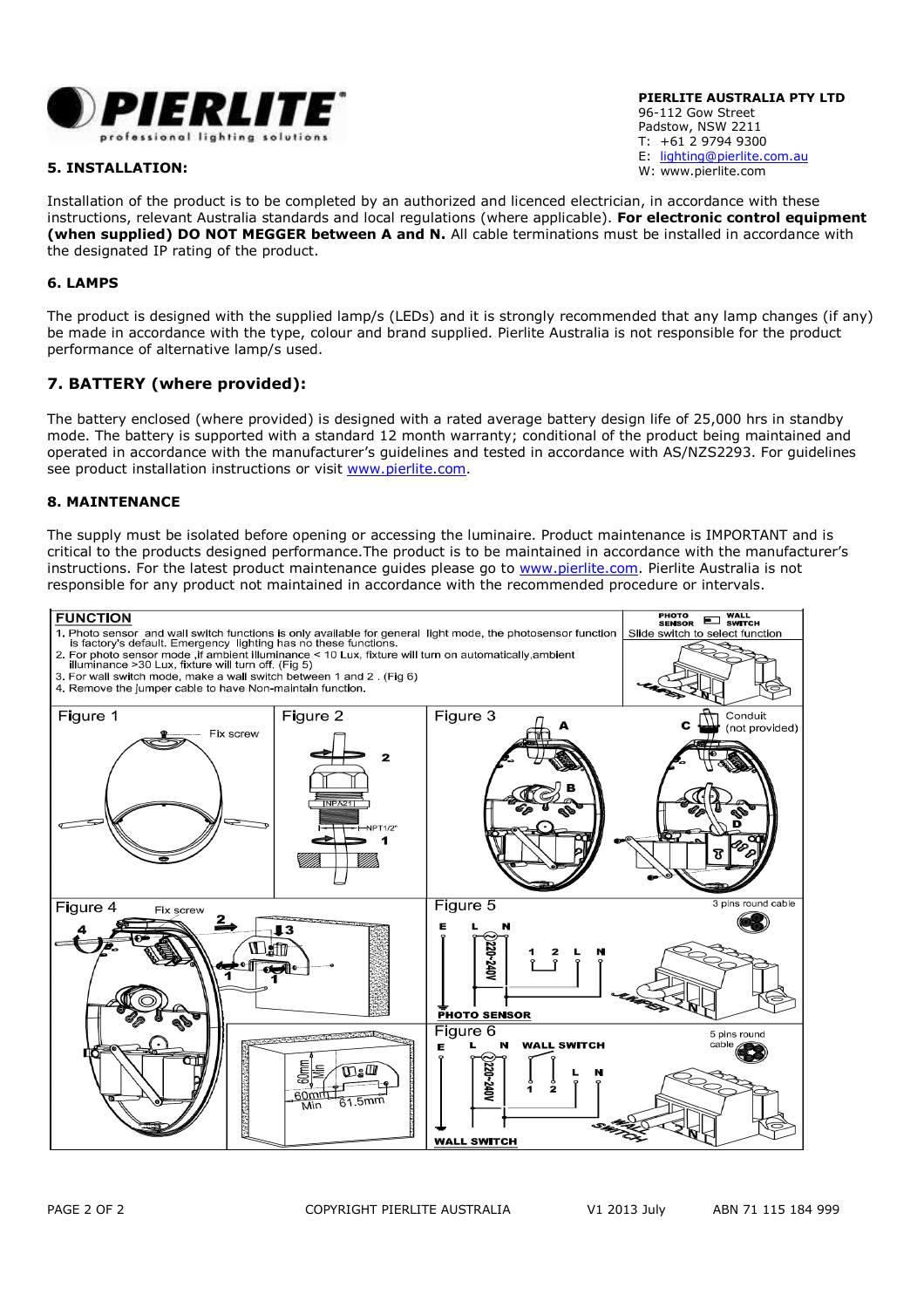PIERLITE AUSTRALIA PTY LTD
96-112 Gow Street
Padstow, NSW 2211
T: +61 2 9794 9300
E: lighting@pierlite.com.au
W: www.pierlite.com

## 5. INSTALLATION:

Installation of the product is to be completed by an authorized and licenced electrician, in accordance with these instructions, relevant Australia standards and local regulations (where applicable). **For electronic control equipment (when supplied) DO NOT MEGGER between A and N.** All cable terminations must be installed in accordance with the designated IP rating of the product.

## 6. LAMPS

The product is designed with the supplied lamp/s (LEDs) and it is strongly recommended that any lamp changes (if any) be made in accordance with the type, colour and brand supplied. Pierlite Australia is not responsible for the product performance of alternative lamp/s used.

## 7. BATTERY (where provided):

The battery enclosed (where provided) is designed with a rated average battery design life of 25,000 hrs in standby mode. The battery is supported with a standard 12 month warranty; conditional of the product being maintained and operated in accordance with the manufacturer's guidelines and tested in accordance with AS/NZS2293. For guidelines see product installation instructions or visit www.pierlite.com.

## 8. MAINTENANCE

The supply must be isolated before opening or accessing the luminaire. Product maintenance is IMPORTANT and is critical to the products designed performance.The product is to be maintained in accordance with the manufacturer's instructions. For the latest product maintenance guides please go to www.pierlite.com. Pierlite Australia is not responsible for any product not maintained in accordance with the recommended procedure or intervals.

### FUNCTION

1. Photo sensor and wall switch functions is only available for general light mode, the photosensor function is factory's default. Emergency lighting has no these functions.
2. For photo sensor mode ,if ambient illuminance < 10 Lux, fixture will turn on automatically,ambient illuminance >30 Lux, fixture will turn off. (Fig 5)
3. For wall switch mode, make a wall switch between 1 and 2 . (Fig 6)
4. Remove the jumper cable to have Non-maintain function.

PHOTO SENSOR / WALL SWITCH
Slide switch to select function
JUMPER

Figure 1
Fix screw

Figure 2
2
INPA21
NPT1/2"
1

Figure 3
A
B
C
Conduit (not provided)
D

Figure 4
Fix screw
2
3
4
1
1
60mm Min
60mm Min
61.5mm

Figure 5
E L N
220-240V
1 2 L N
PHOTO SENSOR
3 pins round cable
JUMPER

Figure 6
E L N
WALL SWITCH
220-240V
1 2 L N
WALL SWITCH
5 pins round cable
WALL SWITCH